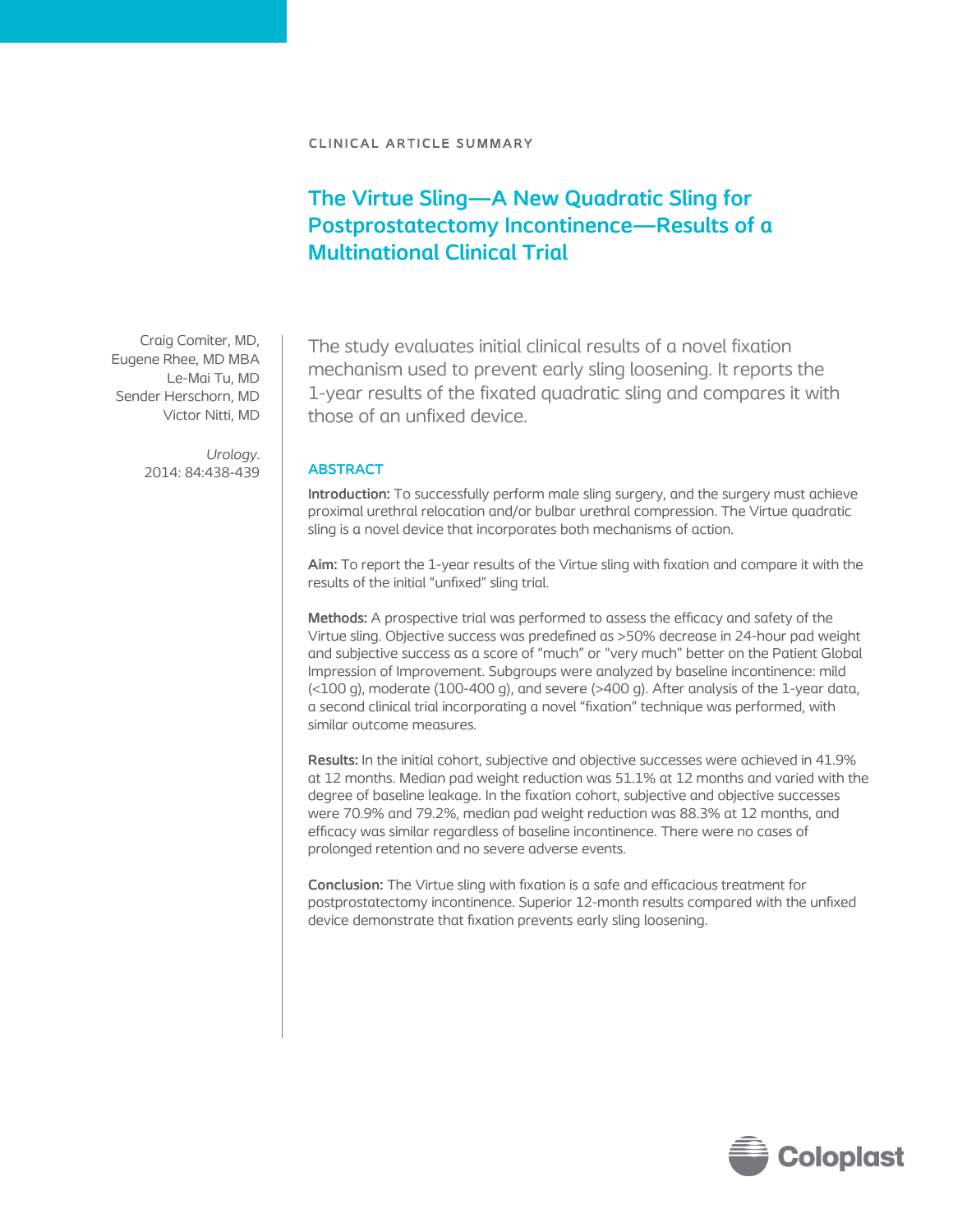CLINICAL ARTICLE SUMMARY

# The Virtue Sling—A New Quadratic Sling for Postprostatectomy Incontinence—Results of a Multinational Clinical Trial

Craig Comiter, MD,
Eugene Rhee, MD MBA
Le-Mai Tu, MD
Sender Herschorn, MD
Victor Nitti, MD

*Urology*.
2014: 84:438-439

The study evaluates initial clinical results of a novel fixation mechanism used to prevent early sling loosening. It reports the 1-year results of the fixated quadratic sling and compares it with those of an unfixed device.

## ABSTRACT

**Introduction:** To successfully perform male sling surgery, and the surgery must achieve proximal urethral relocation and/or bulbar urethral compression. The Virtue quadratic sling is a novel device that incorporates both mechanisms of action.

**Aim:** To report the 1-year results of the Virtue sling with fixation and compare it with the results of the initial "unfixed" sling trial.

**Methods:** A prospective trial was performed to assess the efficacy and safety of the Virtue sling. Objective success was predefined as >50% decrease in 24-hour pad weight and subjective success as a score of "much" or "very much" better on the Patient Global Impression of Improvement. Subgroups were analyzed by baseline incontinence: mild (<100 g), moderate (100-400 g), and severe (>400 g). After analysis of the 1-year data, a second clinical trial incorporating a novel "fixation" technique was performed, with similar outcome measures.

**Results:** In the initial cohort, subjective and objective successes were achieved in 41.9% at 12 months. Median pad weight reduction was 51.1% at 12 months and varied with the degree of baseline leakage. In the fixation cohort, subjective and objective successes were 70.9% and 79.2%, median pad weight reduction was 88.3% at 12 months, and efficacy was similar regardless of baseline incontinence. There were no cases of prolonged retention and no severe adverse events.

**Conclusion:** The Virtue sling with fixation is a safe and efficacious treatment for postprostatectomy incontinence. Superior 12-month results compared with the unfixed device demonstrate that fixation prevents early sling loosening.

Coloplast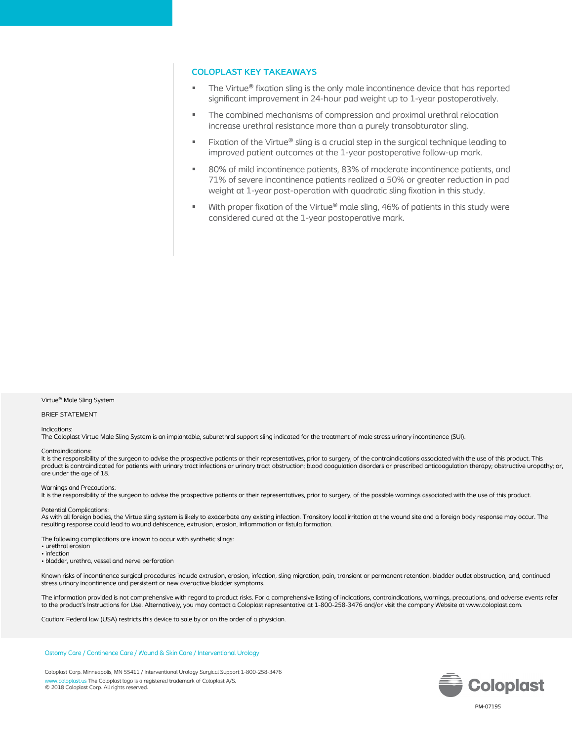## COLOPLAST KEY TAKEAWAYS

- The Virtue® fixation sling is the only male incontinence device that has reported significant improvement in 24-hour pad weight up to 1-year postoperatively.
- The combined mechanisms of compression and proximal urethral relocation increase urethral resistance more than a purely transobturator sling.
- Fixation of the Virtue® sling is a crucial step in the surgical technique leading to improved patient outcomes at the 1-year postoperative follow-up mark.
- 80% of mild incontinence patients, 83% of moderate incontinence patients, and 71% of severe incontinence patients realized a 50% or greater reduction in pad weight at 1-year post-operation with quadratic sling fixation in this study.
- With proper fixation of the Virtue® male sling, 46% of patients in this study were considered cured at the 1-year postoperative mark.

Virtue® Male Sling System

BRIEF STATEMENT

Indications:
The Coloplast Virtue Male Sling System is an implantable, suburethral support sling indicated for the treatment of male stress urinary incontinence (SUI).

Contraindications:
It is the responsibility of the surgeon to advise the prospective patients or their representatives, prior to surgery, of the contraindications associated with the use of this product. This product is contraindicated for patients with urinary tract infections or urinary tract obstruction; blood coagulation disorders or prescribed anticoagulation therapy; obstructive uropathy; or, are under the age of 18.

Warnings and Precautions:
It is the responsibility of the surgeon to advise the prospective patients or their representatives, prior to surgery, of the possible warnings associated with the use of this product.

Potential Complications:
As with all foreign bodies, the Virtue sling system is likely to exacerbate any existing infection. Transitory local irritation at the wound site and a foreign body response may occur. The resulting response could lead to wound dehiscence, extrusion, erosion, inflammation or fistula formation.

The following complications are known to occur with synthetic slings:
- urethral erosion
- infection
- bladder, urethra, vessel and nerve perforation

Known risks of incontinence surgical procedures include extrusion, erosion, infection, sling migration, pain, transient or permanent retention, bladder outlet obstruction, and, continued stress urinary incontinence and persistent or new overactive bladder symptoms.

The information provided is not comprehensive with regard to product risks. For a comprehensive listing of indications, contraindications, warnings, precautions, and adverse events refer to the product's Instructions for Use. Alternatively, you may contact a Coloplast representative at 1-800-258-3476 and/or visit the company Website at www.coloplast.com.

Caution: Federal law (USA) restricts this device to sale by or on the order of a physician.

Ostomy Care / Continence Care / Wound & Skin Care / Interventional Urology

Coloplast Corp. Minneapolis, MN 55411 / Interventional Urology Surgical Support 1-800-258-3476
www.coloplast.us The Coloplast logo is a registered trademark of Coloplast A/S.
© 2018 Coloplast Corp. All rights reserved.

Coloplast

PM-07195